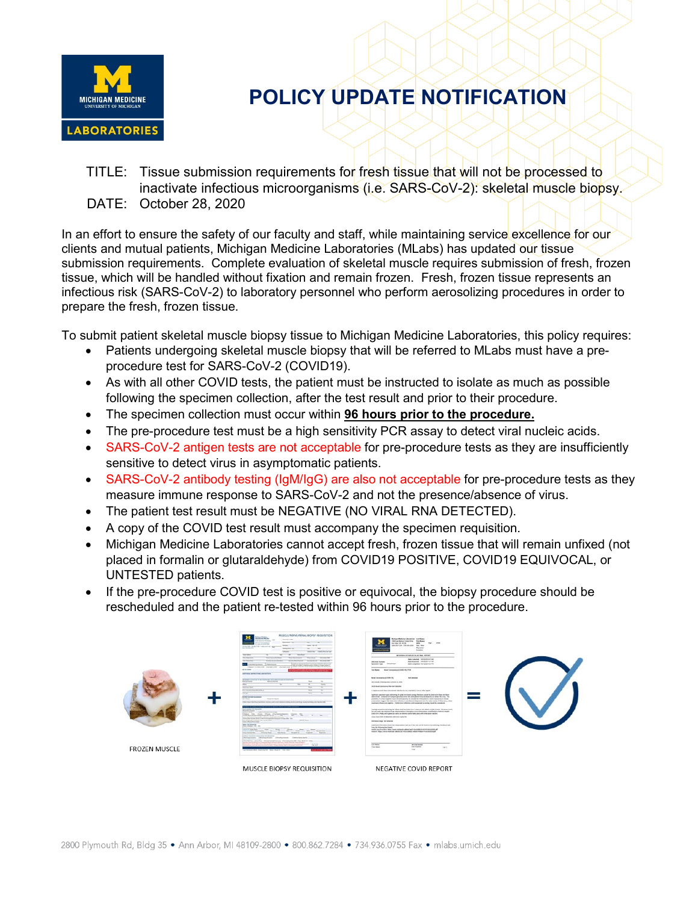MICHIGAN MEDICINE
UNIVERSITY OF MICHIGAN
LABORATORIES

# POLICY UPDATE NOTIFICATION

TITLE: Tissue submission requirements for fresh tissue that will not be processed to inactivate infectious microorganisms (i.e. SARS-CoV-2): skeletal muscle biopsy.

DATE: October 28, 2020

In an effort to ensure the safety of our faculty and staff, while maintaining service excellence for our clients and mutual patients, Michigan Medicine Laboratories (MLabs) has updated our tissue submission requirements. Complete evaluation of skeletal muscle requires submission of fresh, frozen tissue, which will be handled without fixation and remain frozen. Fresh, frozen tissue represents an infectious risk (SARS-CoV-2) to laboratory personnel who perform aerosolizing procedures in order to prepare the fresh, frozen tissue.

To submit patient skeletal muscle biopsy tissue to Michigan Medicine Laboratories, this policy requires:

- Patients undergoing skeletal muscle biopsy that will be referred to MLabs must have a pre-procedure test for SARS-CoV-2 (COVID19).
- As with all other COVID tests, the patient must be instructed to isolate as much as possible following the specimen collection, after the test result and prior to their procedure.
- The specimen collection must occur within **96 hours prior to the procedure.**
- The pre-procedure test must be a high sensitivity PCR assay to detect viral nucleic acids.
- SARS-CoV-2 antigen tests are not acceptable for pre-procedure tests as they are insufficiently sensitive to detect virus in asymptomatic patients.
- SARS-CoV-2 antibody testing (IgM/IgG) are also not acceptable for pre-procedure tests as they measure immune response to SARS-CoV-2 and not the presence/absence of virus.
- The patient test result must be NEGATIVE (NO VIRAL RNA DETECTED).
- A copy of the COVID test result must accompany the specimen requisition.
- Michigan Medicine Laboratories cannot accept fresh, frozen tissue that will remain unfixed (not placed in formalin or glutaraldehyde) from COVID19 POSITIVE, COVID19 EQUIVOCAL, or UNTESTED patients.
- If the pre-procedure COVID test is positive or equivocal, the biopsy procedure should be rescheduled and the patient re-tested within 96 hours prior to the procedure.

FROZEN MUSCLE + MUSCLE BIOPSY REQUISITION + NEGATIVE COVID REPORT =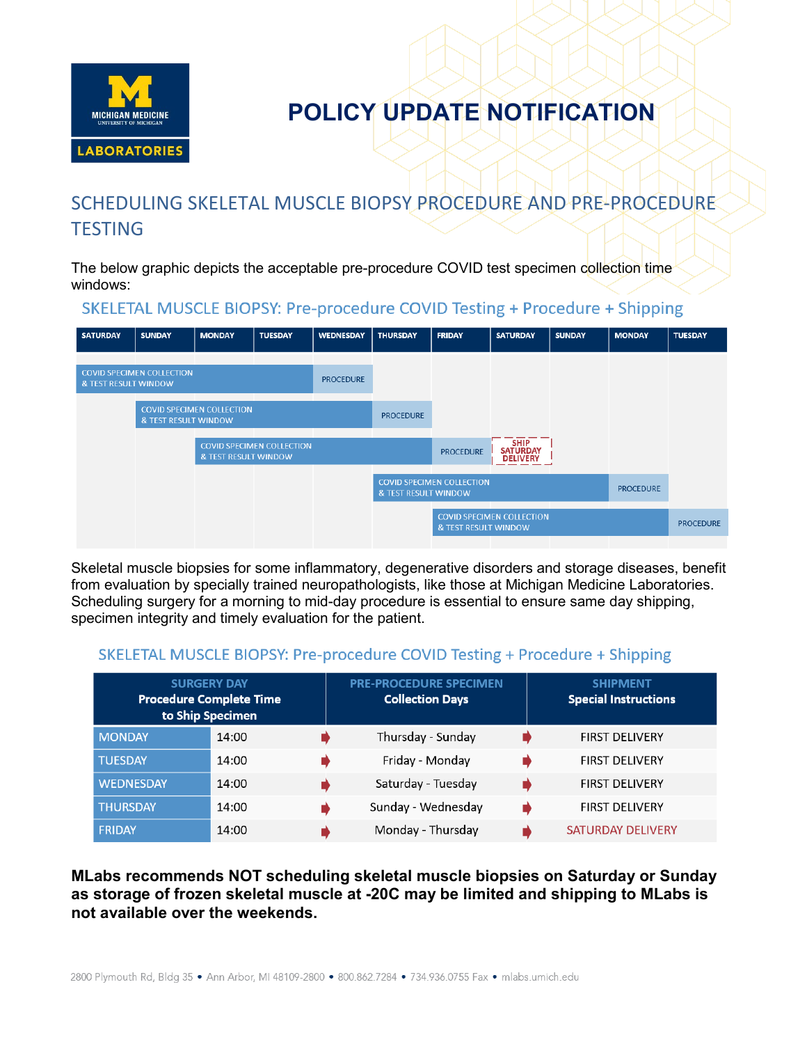# POLICY UPDATE NOTIFICATION

## SCHEDULING SKELETAL MUSCLE BIOPSY PROCEDURE AND PRE-PROCEDURE TESTING

The below graphic depicts the acceptable pre-procedure COVID test specimen collection time windows:

### SKELETAL MUSCLE BIOPSY: Pre-procedure COVID Testing + Procedure + Shipping

| SATURDAY | SUNDAY | MONDAY | TUESDAY | WEDNESDAY | THURSDAY | FRIDAY | SATURDAY | SUNDAY | MONDAY | TUESDAY |
|---|---|---|---|---|---|---|---|---|---|---|
| COVID SPECIMEN COLLECTION & TEST RESULT WINDOW | | | | PROCEDURE | | | | | | |
| | COVID SPECIMEN COLLECTION & TEST RESULT WINDOW | | | | PROCEDURE | | | | | |
| | | COVID SPECIMEN COLLECTION & TEST RESULT WINDOW | | | | PROCEDURE | SHIP SATURDAY DELIVERY | | | |
| | | | | | COVID SPECIMEN COLLECTION & TEST RESULT WINDOW | | | | PROCEDURE | |
| | | | | | | COVID SPECIMEN COLLECTION & TEST RESULT WINDOW | | | | PROCEDURE |

Skeletal muscle biopsies for some inflammatory, degenerative disorders and storage diseases, benefit from evaluation by specially trained neuropathologists, like those at Michigan Medicine Laboratories. Scheduling surgery for a morning to mid-day procedure is essential to ensure same day shipping, specimen integrity and timely evaluation for the patient.

### SKELETAL MUSCLE BIOPSY: Pre-procedure COVID Testing + Procedure + Shipping

| SURGERY DAY | Procedure Complete Time to Ship Specimen | PRE-PROCEDURE SPECIMEN Collection Days | SHIPMENT Special Instructions |
|---|---|---|---|
| MONDAY | 14:00 | Thursday - Sunday | FIRST DELIVERY |
| TUESDAY | 14:00 | Friday - Monday | FIRST DELIVERY |
| WEDNESDAY | 14:00 | Saturday - Tuesday | FIRST DELIVERY |
| THURSDAY | 14:00 | Sunday - Wednesday | FIRST DELIVERY |
| FRIDAY | 14:00 | Monday - Thursday | SATURDAY DELIVERY |

**MLabs recommends NOT scheduling skeletal muscle biopsies on Saturday or Sunday as storage of frozen skeletal muscle at -20C may be limited and shipping to MLabs is not available over the weekends.**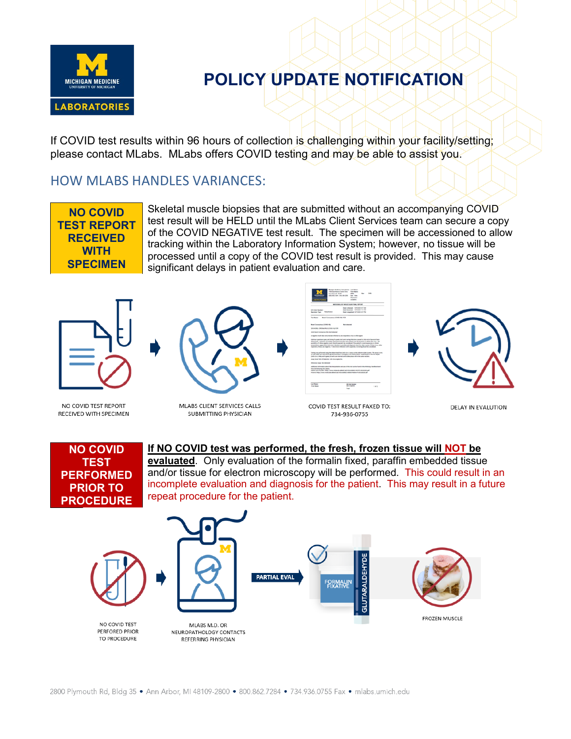# POLICY UPDATE NOTIFICATION

If COVID test results within 96 hours of collection is challenging within your facility/setting; please contact MLabs. MLabs offers COVID testing and may be able to assist you.

## HOW MLABS HANDLES VARIANCES:

**NO COVID TEST REPORT RECEIVED WITH SPECIMEN**

Skeletal muscle biopsies that are submitted without an accompanying COVID test result will be HELD until the MLabs Client Services team can secure a copy of the COVID NEGATIVE test result. The specimen will be accessioned to allow tracking within the Laboratory Information System; however, no tissue will be processed until a copy of the COVID test result is provided. This may cause significant delays in patient evaluation and care.

NO COVID TEST REPORT RECEIVED WITH SPECIMEN → MLABS CLIENT SERVICES CALLS SUBMITTING PHYSICIAN → COVID TEST RESULT FAXED TO: 734-936-0755 → DELAY IN EVALUTION

**NO COVID TEST PERFORMED PRIOR TO PROCEDURE**

**If NO COVID test was performed, the fresh, frozen tissue will NOT be evaluated**. Only evaluation of the formalin fixed, paraffin embedded tissue and/or tissue for electron microscopy will be performed. This could result in an incomplete evaluation and diagnosis for the patient. This may result in a future repeat procedure for the patient.

NO COVID TEST PERFORED PRIOR TO PROCEDURE → MLABS M.D. OR NEUROPATHOLOGY CONTACTS REFERRING PHYSICIAN → PARTIAL EVAL → FORMALIN FIXATIVE / GLUTARALDEHYDE; FROZEN MUSCLE

2800 Plymouth Rd, Bldg 35 • Ann Arbor, MI 48109-2800 • 800.862.7284 • 734.936.0755 Fax • mlabs.umich.edu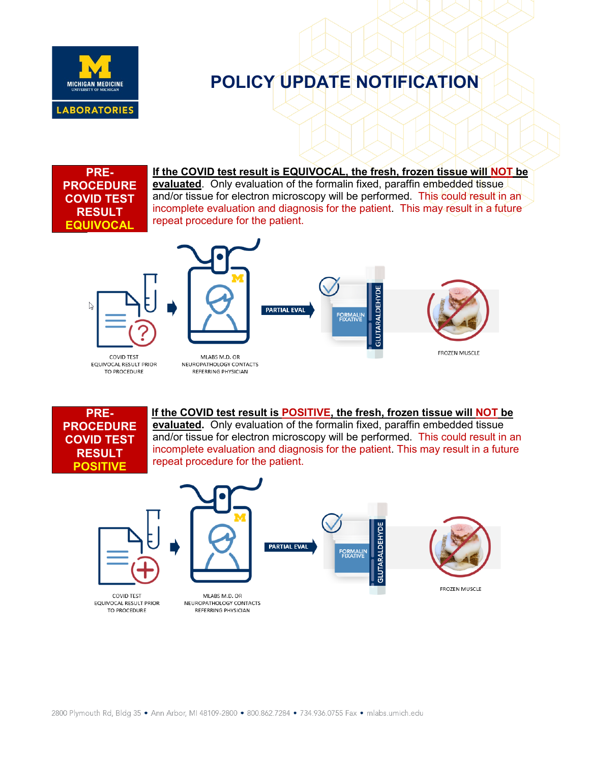# POLICY UPDATE NOTIFICATION

**PRE-PROCEDURE COVID TEST RESULT EQUIVOCAL**

**If the COVID test result is EQUIVOCAL, the fresh, frozen tissue will NOT be evaluated**. Only evaluation of the formalin fixed, paraffin embedded tissue and/or tissue for electron microscopy will be performed. This could result in an incomplete evaluation and diagnosis for the patient. This may result in a future repeat procedure for the patient.

COVID TEST EQUIVOCAL RESULT PRIOR TO PROCEDURE

MLABS M.D. OR NEUROPATHOLOGY CONTACTS REFERRING PHYSICIAN

PARTIAL EVAL

FORMALIN FIXATIVE

GLUTARALDEHYDE

FROZEN MUSCLE

**PRE-PROCEDURE COVID TEST RESULT POSITIVE**

**If the COVID test result is POSITIVE, the fresh, frozen tissue will NOT be evaluated.** Only evaluation of the formalin fixed, paraffin embedded tissue and/or tissue for electron microscopy will be performed. This could result in an incomplete evaluation and diagnosis for the patient. This may result in a future repeat procedure for the patient.

COVID TEST EQUIVOCAL RESULT PRIOR TO PROCEDURE

MLABS M.D. OR NEUROPATHOLOGY CONTACTS REFERRING PHYSICIAN

PARTIAL EVAL

FORMALIN FIXATIVE

GLUTARALDEHYDE

FROZEN MUSCLE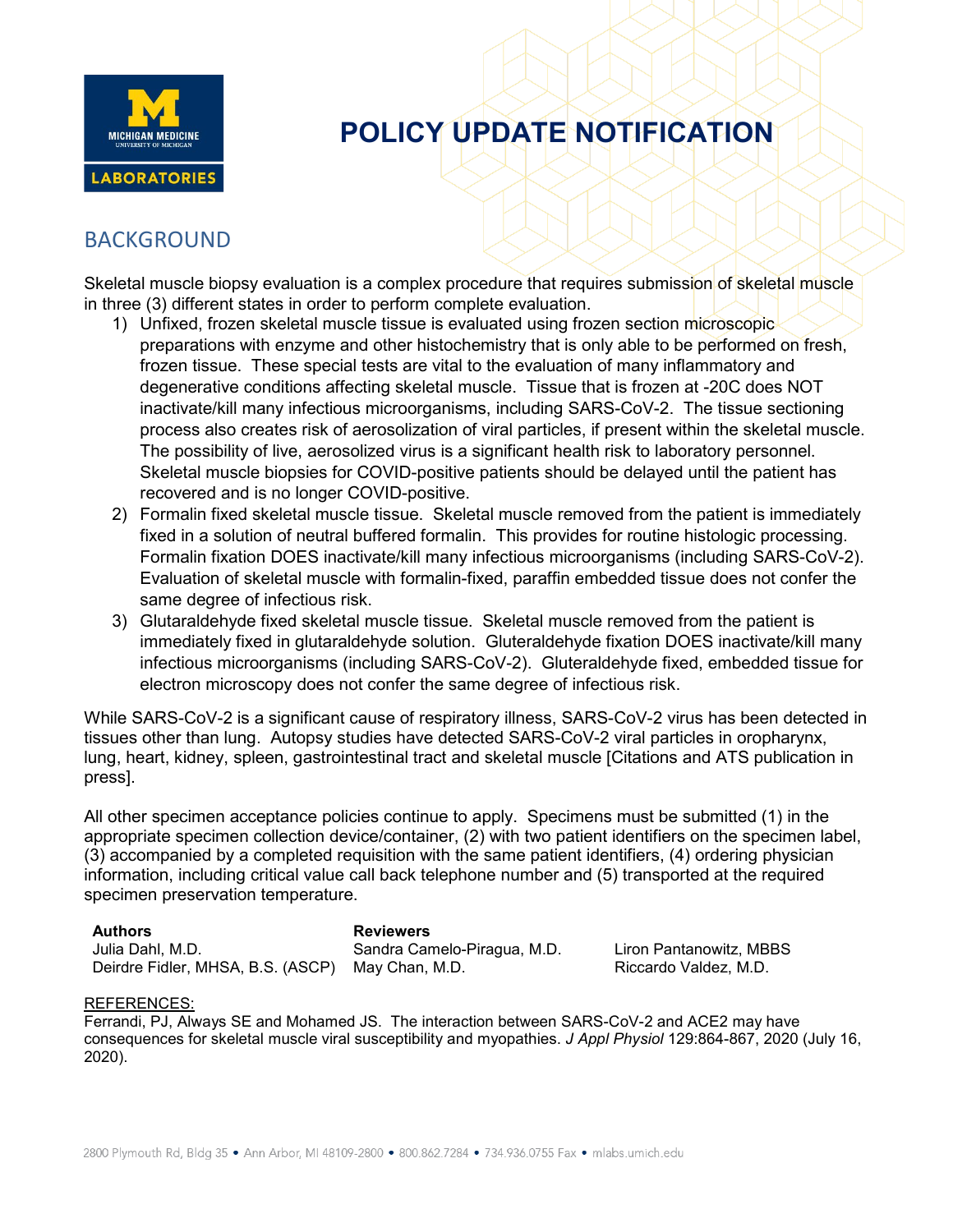# POLICY UPDATE NOTIFICATION

## BACKGROUND

Skeletal muscle biopsy evaluation is a complex procedure that requires submission of skeletal muscle in three (3) different states in order to perform complete evaluation.

1) Unfixed, frozen skeletal muscle tissue is evaluated using frozen section microscopic preparations with enzyme and other histochemistry that is only able to be performed on fresh, frozen tissue. These special tests are vital to the evaluation of many inflammatory and degenerative conditions affecting skeletal muscle. Tissue that is frozen at -20C does NOT inactivate/kill many infectious microorganisms, including SARS-CoV-2. The tissue sectioning process also creates risk of aerosolization of viral particles, if present within the skeletal muscle. The possibility of live, aerosolized virus is a significant health risk to laboratory personnel. Skeletal muscle biopsies for COVID-positive patients should be delayed until the patient has recovered and is no longer COVID-positive.
2) Formalin fixed skeletal muscle tissue. Skeletal muscle removed from the patient is immediately fixed in a solution of neutral buffered formalin. This provides for routine histologic processing. Formalin fixation DOES inactivate/kill many infectious microorganisms (including SARS-CoV-2). Evaluation of skeletal muscle with formalin-fixed, paraffin embedded tissue does not confer the same degree of infectious risk.
3) Glutaraldehyde fixed skeletal muscle tissue. Skeletal muscle removed from the patient is immediately fixed in glutaraldehyde solution. Gluteraldehyde fixation DOES inactivate/kill many infectious microorganisms (including SARS-CoV-2). Gluteraldehyde fixed, embedded tissue for electron microscopy does not confer the same degree of infectious risk.

While SARS-CoV-2 is a significant cause of respiratory illness, SARS-CoV-2 virus has been detected in tissues other than lung. Autopsy studies have detected SARS-CoV-2 viral particles in oropharynx, lung, heart, kidney, spleen, gastrointestinal tract and skeletal muscle [Citations and ATS publication in press].

All other specimen acceptance policies continue to apply. Specimens must be submitted (1) in the appropriate specimen collection device/container, (2) with two patient identifiers on the specimen label, (3) accompanied by a completed requisition with the same patient identifiers, (4) ordering physician information, including critical value call back telephone number and (5) transported at the required specimen preservation temperature.

| Authors | Reviewers | |
|---|---|---|
| Julia Dahl, M.D. | Sandra Camelo-Piragua, M.D. | Liron Pantanowitz, MBBS |
| Deirdre Fidler, MHSA, B.S. (ASCP) | May Chan, M.D. | Riccardo Valdez, M.D. |

REFERENCES:

Ferrandi, PJ, Always SE and Mohamed JS. The interaction between SARS-CoV-2 and ACE2 may have consequences for skeletal muscle viral susceptibility and myopathies. *J Appl Physiol* 129:864-867, 2020 (July 16, 2020).